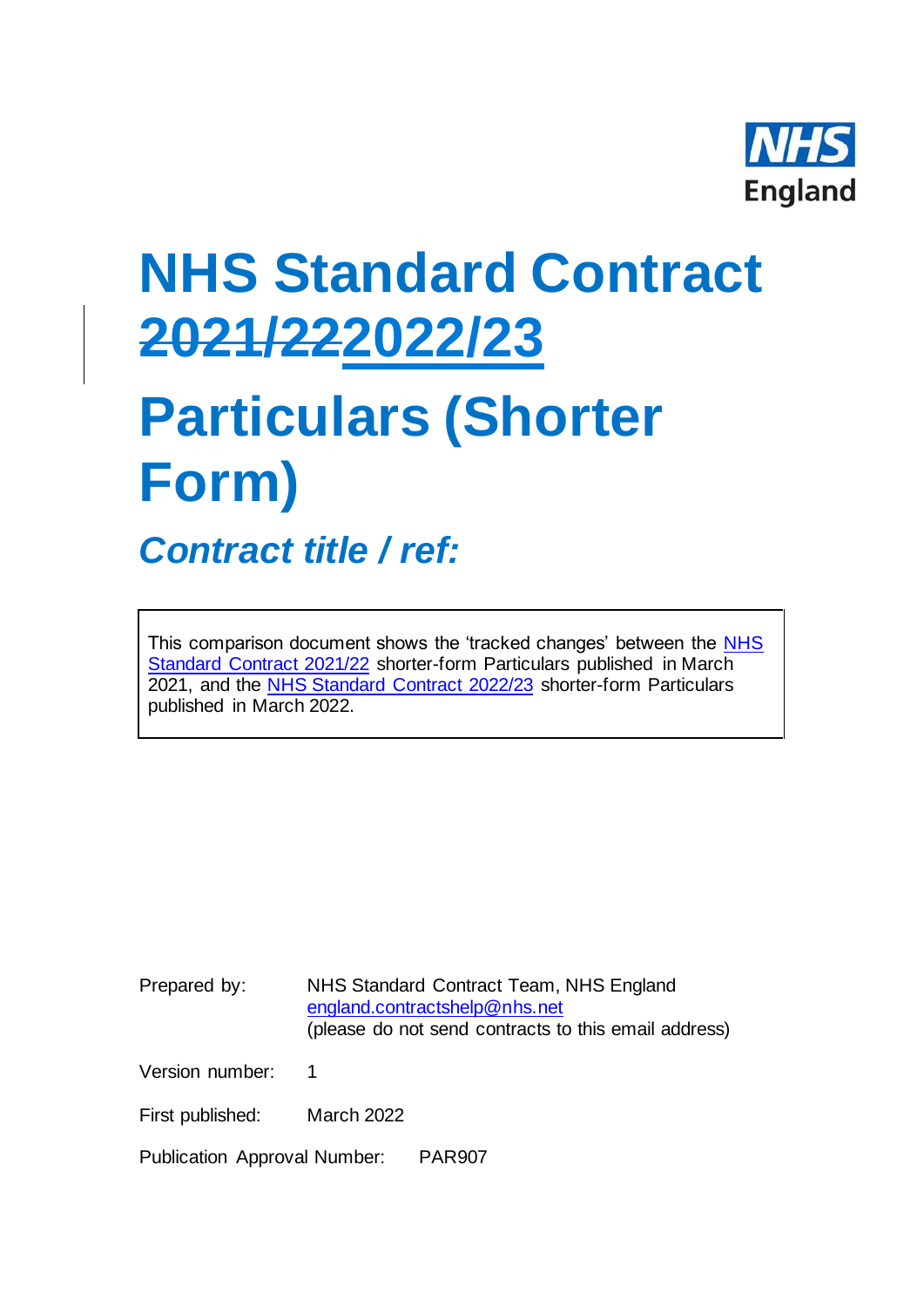NHS England

# NHS Standard Contract ~~2021/22~~2022/23

# Particulars (Shorter Form)

## *Contract title / ref:*

This comparison document shows the 'tracked changes' between the NHS Standard Contract 2021/22 shorter-form Particulars published in March 2021, and the NHS Standard Contract 2022/23 shorter-form Particulars published in March 2022.

Prepared by: NHS Standard Contract Team, NHS England
england.contractshelp@nhs.net
(please do not send contracts to this email address)

Version number: 1

First published: March 2022

Publication Approval Number: PAR907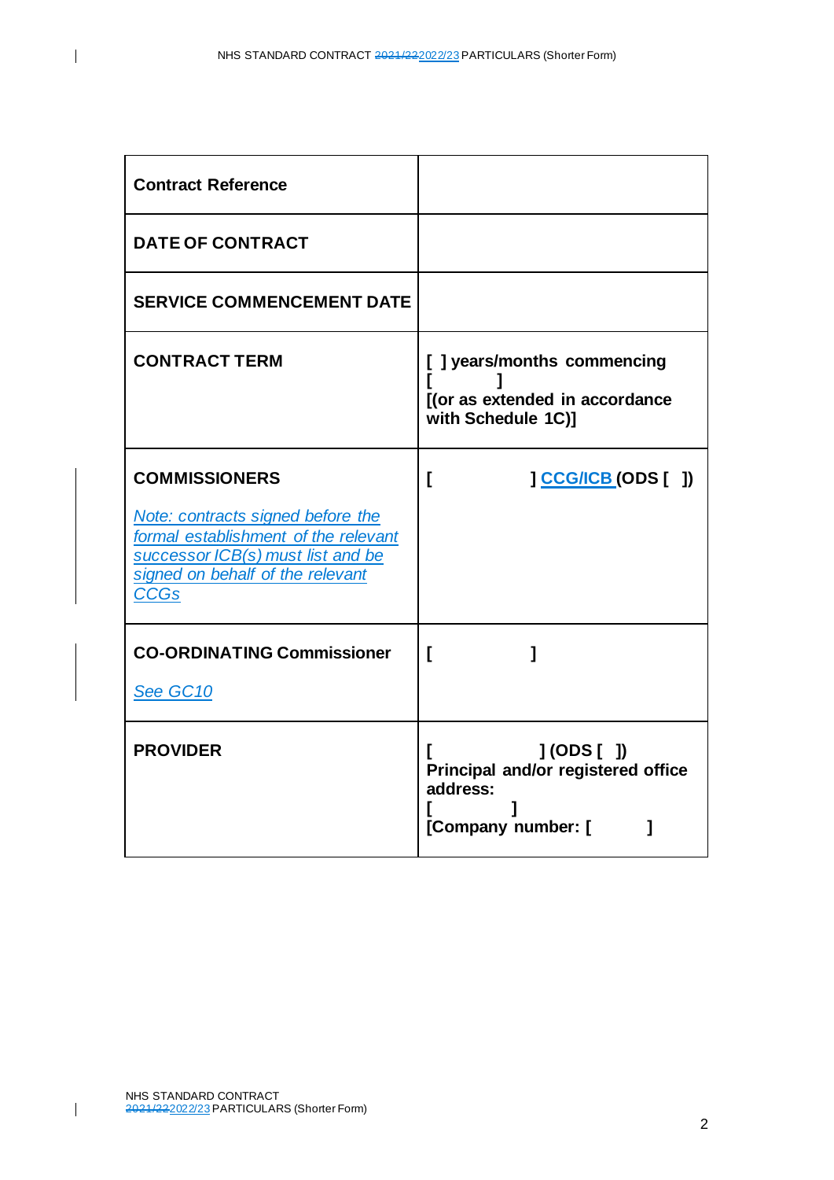| **Contract Reference** | |
|---|---|
| **DATE OF CONTRACT** | |
| **SERVICE COMMENCEMENT DATE** | |
| **CONTRACT TERM** | **[ ] years/months commencing [ ] [(or as extended in accordance with Schedule 1C)]** |
| **COMMISSIONERS**<br><br>*Note: contracts signed before the formal establishment of the relevant successor ICB(s) must list and be signed on behalf of the relevant CCGs* | **[ ] CCG/ICB (ODS [ ])** |
| **CO-ORDINATING Commissioner**<br><br>*See GC10* | **[ ]** |
| **PROVIDER** | **[ ] (ODS [ ])**<br>**Principal and/or registered office address:**<br>**[ ]**<br>**[Company number: [ ]** |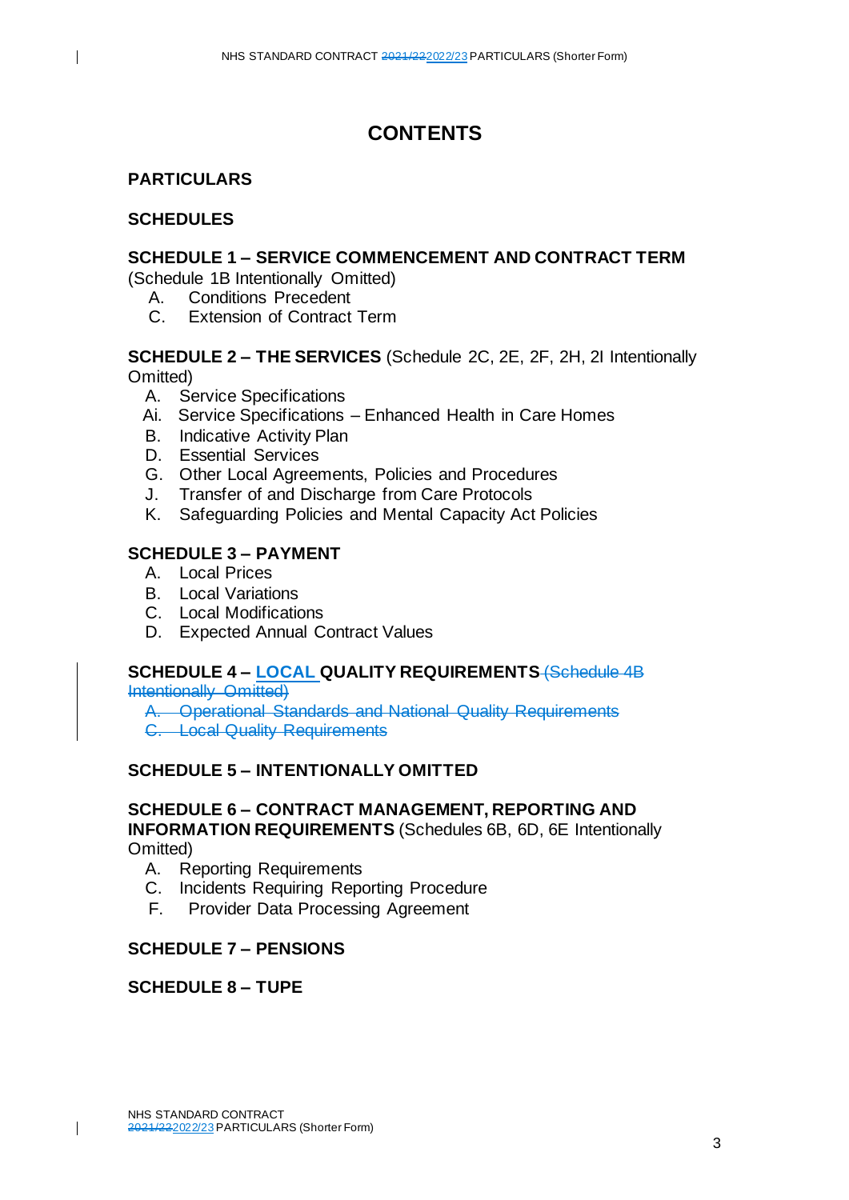# CONTENTS

**PARTICULARS**

**SCHEDULES**

**SCHEDULE 1 – SERVICE COMMENCEMENT AND CONTRACT TERM**
(Schedule 1B Intentionally Omitted)

- A. Conditions Precedent
- C. Extension of Contract Term

**SCHEDULE 2 – THE SERVICES** (Schedule 2C, 2E, 2F, 2H, 2I Intentionally Omitted)

- A. Service Specifications
- Ai. Service Specifications – Enhanced Health in Care Homes
- B. Indicative Activity Plan
- D. Essential Services
- G. Other Local Agreements, Policies and Procedures
- J. Transfer of and Discharge from Care Protocols
- K. Safeguarding Policies and Mental Capacity Act Policies

**SCHEDULE 3 – PAYMENT**

- A. Local Prices
- B. Local Variations
- C. Local Modifications
- D. Expected Annual Contract Values

**SCHEDULE 4 – LOCAL QUALITY REQUIREMENTS** ~~(Schedule 4B Intentionally Omitted)~~

- ~~A. Operational Standards and National Quality Requirements~~
- ~~C. Local Quality Requirements~~

**SCHEDULE 5 – INTENTIONALLY OMITTED**

**SCHEDULE 6 – CONTRACT MANAGEMENT, REPORTING AND INFORMATION REQUIREMENTS** (Schedules 6B, 6D, 6E Intentionally Omitted)

- A. Reporting Requirements
- C. Incidents Requiring Reporting Procedure
- F. Provider Data Processing Agreement

**SCHEDULE 7 – PENSIONS**

**SCHEDULE 8 – TUPE**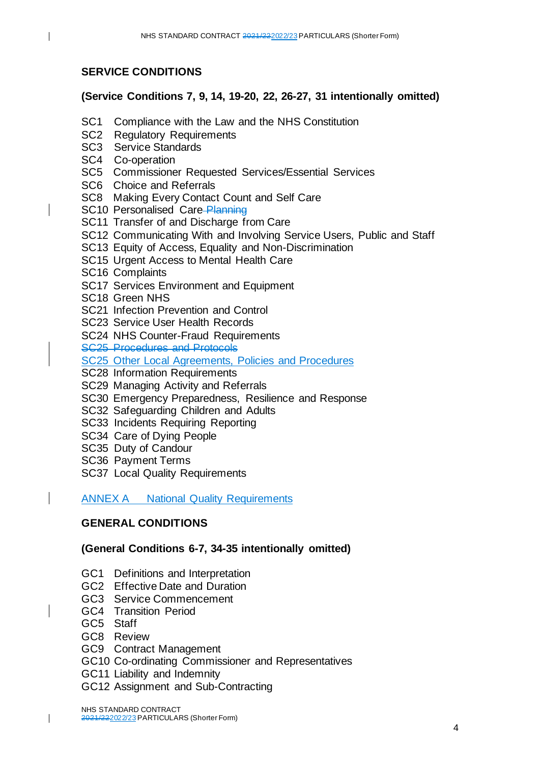## SERVICE CONDITIONS

**(Service Conditions 7, 9, 14, 19-20, 22, 26-27, 31 intentionally omitted)**

SC1 Compliance with the Law and the NHS Constitution
SC2 Regulatory Requirements
SC3 Service Standards
SC4 Co-operation
SC5 Commissioner Requested Services/Essential Services
SC6 Choice and Referrals
SC8 Making Every Contact Count and Self Care
SC10 Personalised Care ~~Planning~~
SC11 Transfer of and Discharge from Care
SC12 Communicating With and Involving Service Users, Public and Staff
SC13 Equity of Access, Equality and Non-Discrimination
SC15 Urgent Access to Mental Health Care
SC16 Complaints
SC17 Services Environment and Equipment
SC18 Green NHS
SC21 Infection Prevention and Control
SC23 Service User Health Records
SC24 NHS Counter-Fraud Requirements
~~SC25 Procedures and Protocols~~
SC25 Other Local Agreements, Policies and Procedures
SC28 Information Requirements
SC29 Managing Activity and Referrals
SC30 Emergency Preparedness, Resilience and Response
SC32 Safeguarding Children and Adults
SC33 Incidents Requiring Reporting
SC34 Care of Dying People
SC35 Duty of Candour
SC36 Payment Terms
SC37 Local Quality Requirements

ANNEX A National Quality Requirements

## GENERAL CONDITIONS

**(General Conditions 6-7, 34-35 intentionally omitted)**

GC1 Definitions and Interpretation
GC2 Effective Date and Duration
GC3 Service Commencement
GC4 Transition Period
GC5 Staff
GC8 Review
GC9 Contract Management
GC10 Co-ordinating Commissioner and Representatives
GC11 Liability and Indemnity
GC12 Assignment and Sub-Contracting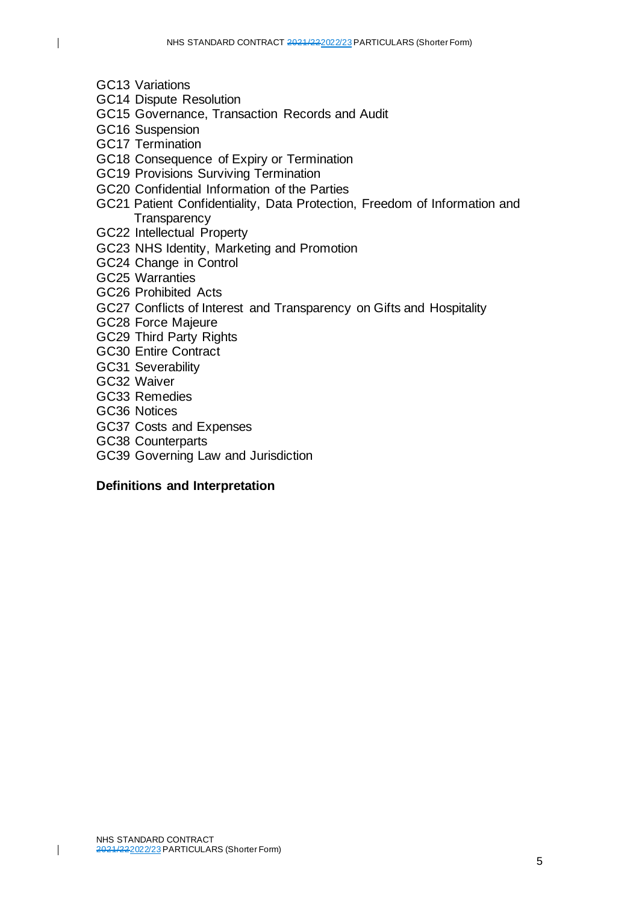GC13 Variations
GC14 Dispute Resolution
GC15 Governance, Transaction Records and Audit
GC16 Suspension
GC17 Termination
GC18 Consequence of Expiry or Termination
GC19 Provisions Surviving Termination
GC20 Confidential Information of the Parties
GC21 Patient Confidentiality, Data Protection, Freedom of Information and Transparency
GC22 Intellectual Property
GC23 NHS Identity, Marketing and Promotion
GC24 Change in Control
GC25 Warranties
GC26 Prohibited Acts
GC27 Conflicts of Interest and Transparency on Gifts and Hospitality
GC28 Force Majeure
GC29 Third Party Rights
GC30 Entire Contract
GC31 Severability
GC32 Waiver
GC33 Remedies
GC36 Notices
GC37 Costs and Expenses
GC38 Counterparts
GC39 Governing Law and Jurisdiction

**Definitions and Interpretation**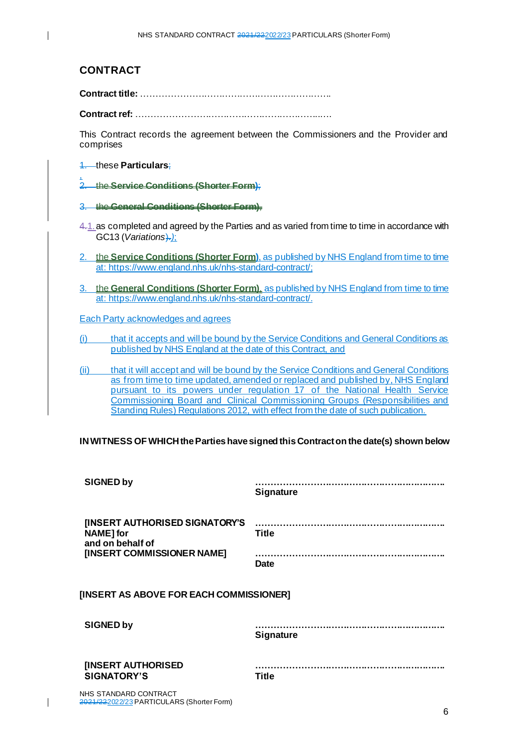## CONTRACT

**Contract title:** ……………………………………………………………..

**Contract ref:** ………………………………………………………………

This Contract records the agreement between the Commissioners and the Provider and comprises

1. these **Particulars**, as completed and agreed by the Parties and as varied from time to time in accordance with GC13 (*Variations*);
2. the **Service Conditions (Shorter Form)**, as published by NHS England from time to time at: https://www.england.nhs.uk/nhs-standard-contract/;
3. the **General Conditions (Shorter Form)**, as published by NHS England from time to time at: https://www.england.nhs.uk/nhs-standard-contract/.

Each Party acknowledges and agrees

(i) that it accepts and will be bound by the Service Conditions and General Conditions as published by NHS England at the date of this Contract, and

(ii) that it will accept and will be bound by the Service Conditions and General Conditions as from time to time updated, amended or replaced and published by, NHS England pursuant to its powers under regulation 17 of the National Health Service Commissioning Board and Clinical Commissioning Groups (Responsibilities and Standing Rules) Regulations 2012, with effect from the date of such publication.

**IN WITNESS OF WHICH the Parties have signed this Contract on the date(s) shown below**

| | |
|---|---|
| **SIGNED by** | ……………………………………………………… **Signature** |
| **[INSERT AUTHORISED SIGNATORY'S NAME] for and on behalf of [INSERT COMMISSIONER NAME]** | ……………………………………………………… **Title** |
| | ……………………………………………………… **Date** |

**[INSERT AS ABOVE FOR EACH COMMISSIONER]**

| | |
|---|---|
| **SIGNED by** | ……………………………………………………… **Signature** |
| **[INSERT AUTHORISED SIGNATORY'S** | ……………………………………………………… **Title** |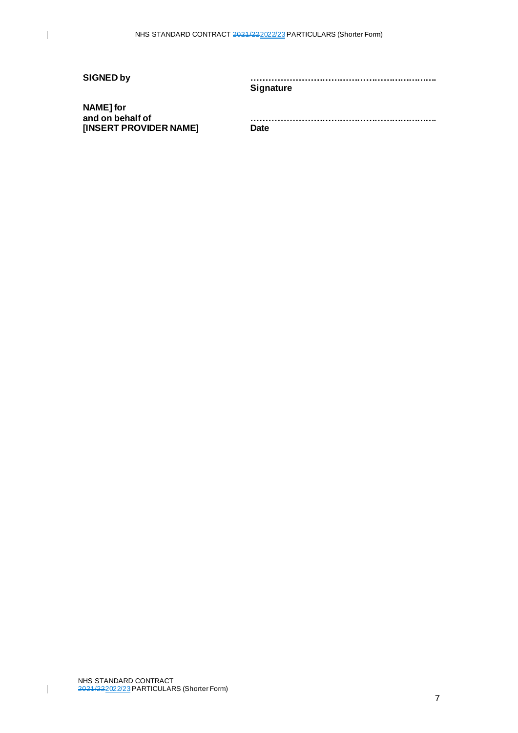| | |
|---|---|
| **SIGNED by** | ……………………………………………………… **Signature** |
| **NAME] for and on behalf of [INSERT PROVIDER NAME]** | ……………………………………………………… **Date** |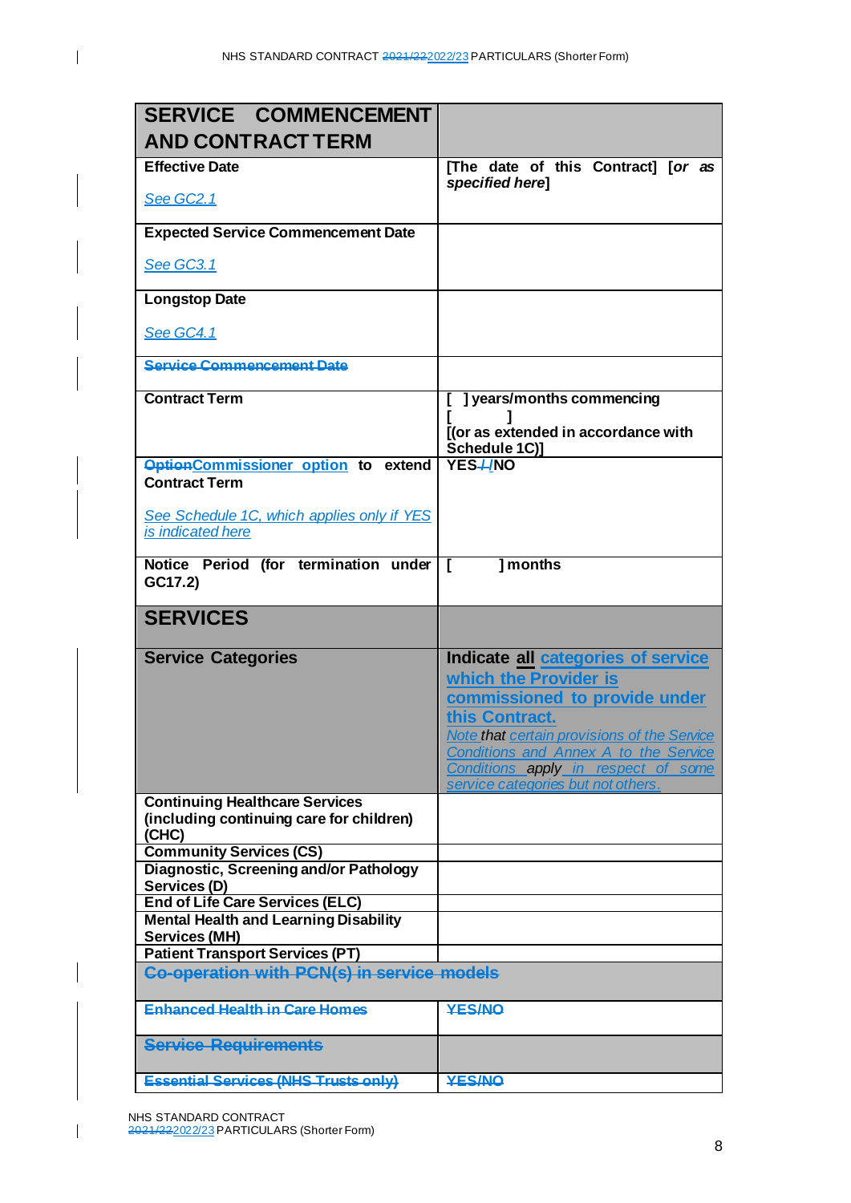| SERVICE COMMENCEMENT AND CONTRACT TERM | |
|---|---|
| **Effective Date**<br><br>*See GC2.1* | **[The date of this Contract] [*or as specified here*]** |
| **Expected Service Commencement Date**<br><br>*See GC3.1* | |
| **Longstop Date**<br><br>*See GC4.1* | |
| ~~**Service Commencement Date**~~ | |
| **Contract Term** | **[ ] years/months commencing [ ]**<br>**[(or as extended in accordance with Schedule 1C)]** |
| **~~Option~~Commissioner option to extend Contract Term**<br><br>*See Schedule 1C, which applies only if YES is indicated here* | **YES~~/~~/NO** |
| **Notice Period (for termination under GC17.2)** | **[ ] months** |
| **SERVICES** | |
| **Service Categories** | **Indicate all categories of service which the Provider is commissioned to provide under this Contract.**<br>*Note that certain provisions of the Service Conditions and Annex A to the Service Conditions apply in respect of some service categories but not others.* |
| **Continuing Healthcare Services (including continuing care for children) (CHC)** | |
| **Community Services (CS)** | |
| **Diagnostic, Screening and/or Pathology Services (D)** | |
| **End of Life Care Services (ELC)** | |
| **Mental Health and Learning Disability Services (MH)** | |
| **Patient Transport Services (PT)** | |
| ~~**Co-operation with PCN(s) in service models**~~ | |
| ~~**Enhanced Health in Care Homes**~~ | ~~**YES/NO**~~ |
| ~~**Service Requirements**~~ | |
| ~~**Essential Services (NHS Trusts only)**~~ | ~~**YES/NO**~~ |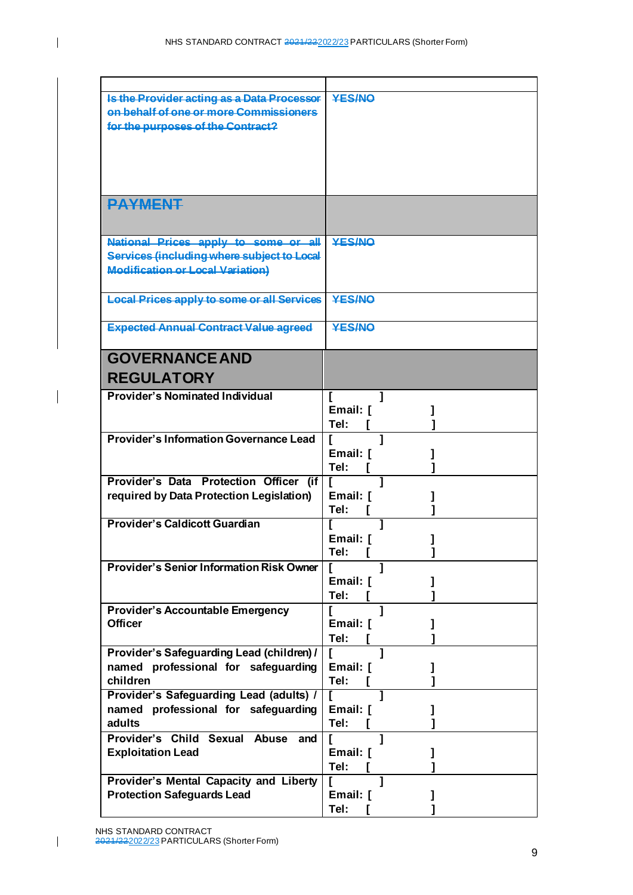| | |
|---|---|
| ~~Is the Provider acting as a Data Processor on behalf of one or more Commissioners for the purposes of the Contract?~~ | ~~YES/NO~~ |
| ~~**PAYMENT**~~ | |
| ~~National Prices apply to some or all Services (including where subject to Local Modification or Local Variation)~~ | ~~YES/NO~~ |
| ~~Local Prices apply to some or all Services~~ | ~~YES/NO~~ |
| ~~Expected Annual Contract Value agreed~~ | ~~YES/NO~~ |
| **GOVERNANCE AND REGULATORY** | |
| **Provider's Nominated Individual** | **[ ]**<br>**Email: [ ]**<br>**Tel: [ ]** |
| **Provider's Information Governance Lead** | **[ ]**<br>**Email: [ ]**<br>**Tel: [ ]** |
| **Provider's Data Protection Officer (if required by Data Protection Legislation)** | **[ ]**<br>**Email: [ ]**<br>**Tel: [ ]** |
| **Provider's Caldicott Guardian** | **[ ]**<br>**Email: [ ]**<br>**Tel: [ ]** |
| **Provider's Senior Information Risk Owner** | **[ ]**<br>**Email: [ ]**<br>**Tel: [ ]** |
| **Provider's Accountable Emergency Officer** | **[ ]**<br>**Email: [ ]**<br>**Tel: [ ]** |
| **Provider's Safeguarding Lead (children) / named professional for safeguarding children** | **[ ]**<br>**Email: [ ]**<br>**Tel: [ ]** |
| **Provider's Safeguarding Lead (adults) / named professional for safeguarding adults** | **[ ]**<br>**Email: [ ]**<br>**Tel: [ ]** |
| **Provider's Child Sexual Abuse and Exploitation Lead** | **[ ]**<br>**Email: [ ]**<br>**Tel: [ ]** |
| **Provider's Mental Capacity and Liberty Protection Safeguards Lead** | **[ ]**<br>**Email: [ ]**<br>**Tel: [ ]** |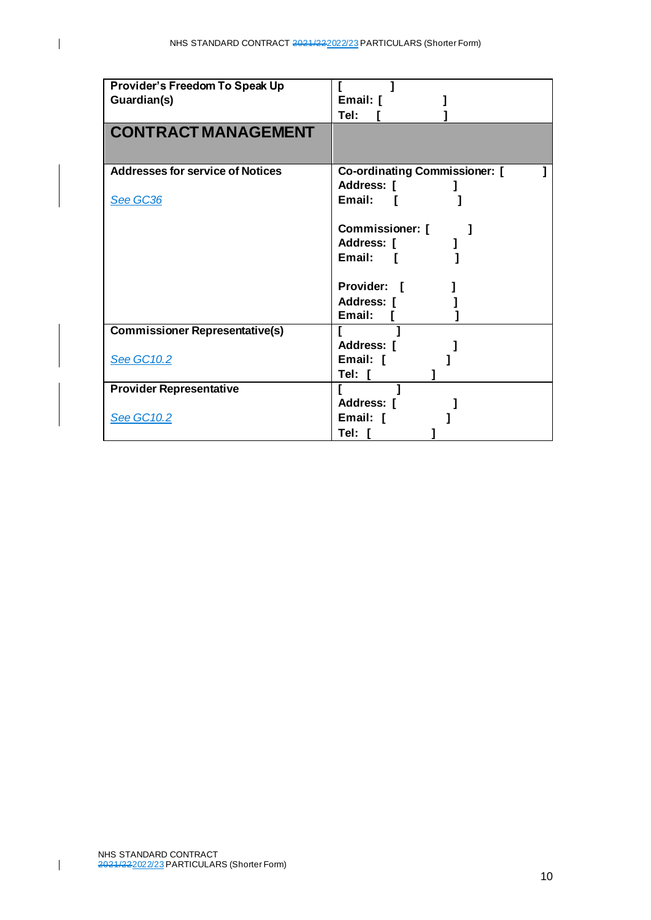| | |
|---|---|
| **Provider's Freedom To Speak Up Guardian(s)** | **[ ]**<br>**Email: [ ]**<br>**Tel: [ ]** |
| **CONTRACT MANAGEMENT** | |
| **Addresses for service of Notices**<br><br>*See GC36* | **Co-ordinating Commissioner: [ ]**<br>**Address: [ ]**<br>**Email: [ ]**<br><br>**Commissioner: [ ]**<br>**Address: [ ]**<br>**Email: [ ]**<br><br>**Provider: [ ]**<br>**Address: [ ]**<br>**Email: [ ]** |
| **Commissioner Representative(s)**<br><br>*See GC10.2* | **[ ]**<br>**Address: [ ]**<br>**Email: [ ]**<br>**Tel: [ ]** |
| **Provider Representative**<br><br>*See GC10.2* | **[ ]**<br>**Address: [ ]**<br>**Email: [ ]**<br>**Tel: [ ]** |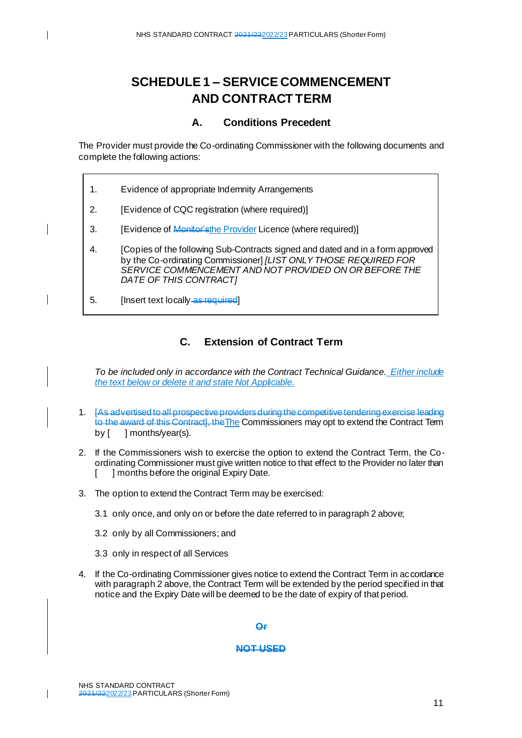# SCHEDULE 1 – SERVICE COMMENCEMENT AND CONTRACT TERM

## A. Conditions Precedent

The Provider must provide the Co-ordinating Commissioner with the following documents and complete the following actions:

1. Evidence of appropriate Indemnity Arrangements
2. [Evidence of CQC registration (where required)]
3. [Evidence of ~~Monitor's~~the Provider Licence (where required)]
4. [Copies of the following Sub-Contracts signed and dated and in a form approved by the Co-ordinating Commissioner] *[LIST ONLY THOSE REQUIRED FOR SERVICE COMMENCEMENT AND NOT PROVIDED ON OR BEFORE THE DATE OF THIS CONTRACT]*
5. [Insert text locally ~~as required~~]

## C. Extension of Contract Term

*To be included only in accordance with the Contract Technical Guidance. Either include the text below or delete it and state Not Applicable.*

1. ~~[As advertised to all prospective providers during the competitive tendering exercise leading to the award of this Contract], the~~The Commissioners may opt to extend the Contract Term by [ ] months/year(s).
2. If the Commissioners wish to exercise the option to extend the Contract Term, the Co-ordinating Commissioner must give written notice to that effect to the Provider no later than [ ] months before the original Expiry Date.
3. The option to extend the Contract Term may be exercised:

   3.1 only once, and only on or before the date referred to in paragraph 2 above;

   3.2 only by all Commissioners; and

   3.3 only in respect of all Services

4. If the Co-ordinating Commissioner gives notice to extend the Contract Term in accordance with paragraph 2 above, the Contract Term will be extended by the period specified in that notice and the Expiry Date will be deemed to be the date of expiry of that period.

**~~Or~~**

**~~NOT USED~~**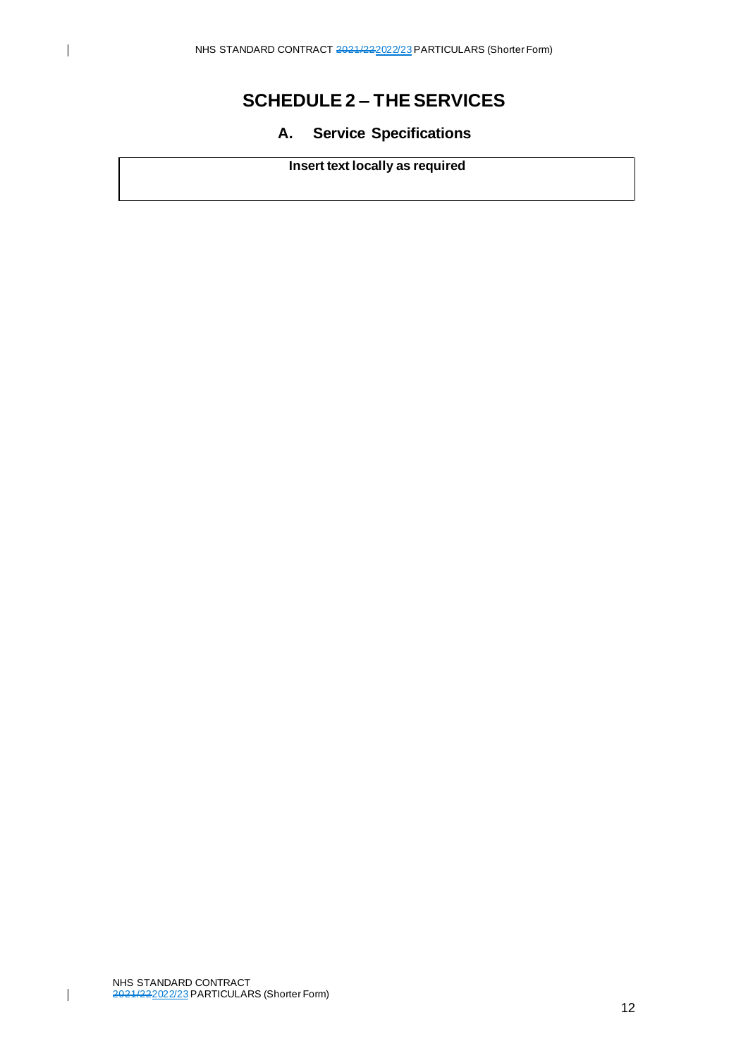# SCHEDULE 2 – THE SERVICES

## A. Service Specifications

| Insert text locally as required |
| --- |
| |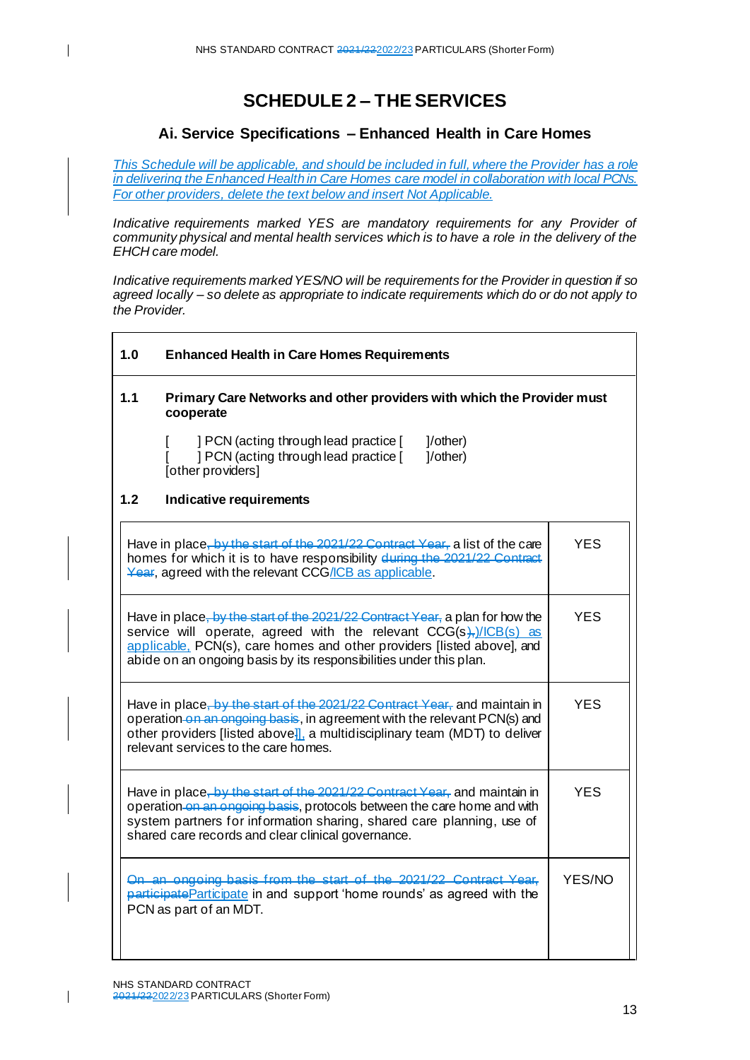# SCHEDULE 2 – THE SERVICES

## Ai. Service Specifications – Enhanced Health in Care Homes

*This Schedule will be applicable, and should be included in full, where the Provider has a role in delivering the Enhanced Health in Care Homes care model in collaboration with local PCNs. For other providers, delete the text below and insert Not Applicable.*

*Indicative requirements marked YES are mandatory requirements for any Provider of community physical and mental health services which is to have a role in the delivery of the EHCH care model.*

*Indicative requirements marked YES/NO will be requirements for the Provider in question if so agreed locally – so delete as appropriate to indicate requirements which do or do not apply to the Provider.*

### 1.0 Enhanced Health in Care Homes Requirements

**1.1 Primary Care Networks and other providers with which the Provider must cooperate**

[ ] PCN (acting through lead practice [ ]/other)
[ ] PCN (acting through lead practice [ ]/other)
[other providers]

**1.2 Indicative requirements**

| | |
|---|---|
| Have in place~~, by the start of the 2021/22 Contract Year,~~ a list of the care homes for which it is to have responsibility ~~during the 2021/22 Contract Year~~, agreed with the relevant CCG/ICB as applicable. | YES |
| Have in place~~, by the start of the 2021/22 Contract Year,~~ a plan for how the service will operate, agreed with the relevant CCG(s~~),~~)/ICB(s) as applicable, PCN(s), care homes and other providers [listed above], and abide on an ongoing basis by its responsibilities under this plan. | YES |
| Have in place~~, by the start of the 2021/22 Contract Year,~~ and maintain in operation ~~on an ongoing basis~~, in agreement with the relevant PCN(s) and other providers [listed above~~]~~], a multidisciplinary team (MDT) to deliver relevant services to the care homes. | YES |
| Have in place~~, by the start of the 2021/22 Contract Year,~~ and maintain in operation ~~on an ongoing basis~~, protocols between the care home and with system partners for information sharing, shared care planning, use of shared care records and clear clinical governance. | YES |
| ~~On an ongoing basis from the start of the 2021/22 Contract Year, participate~~Participate in and support 'home rounds' as agreed with the PCN as part of an MDT. | YES/NO |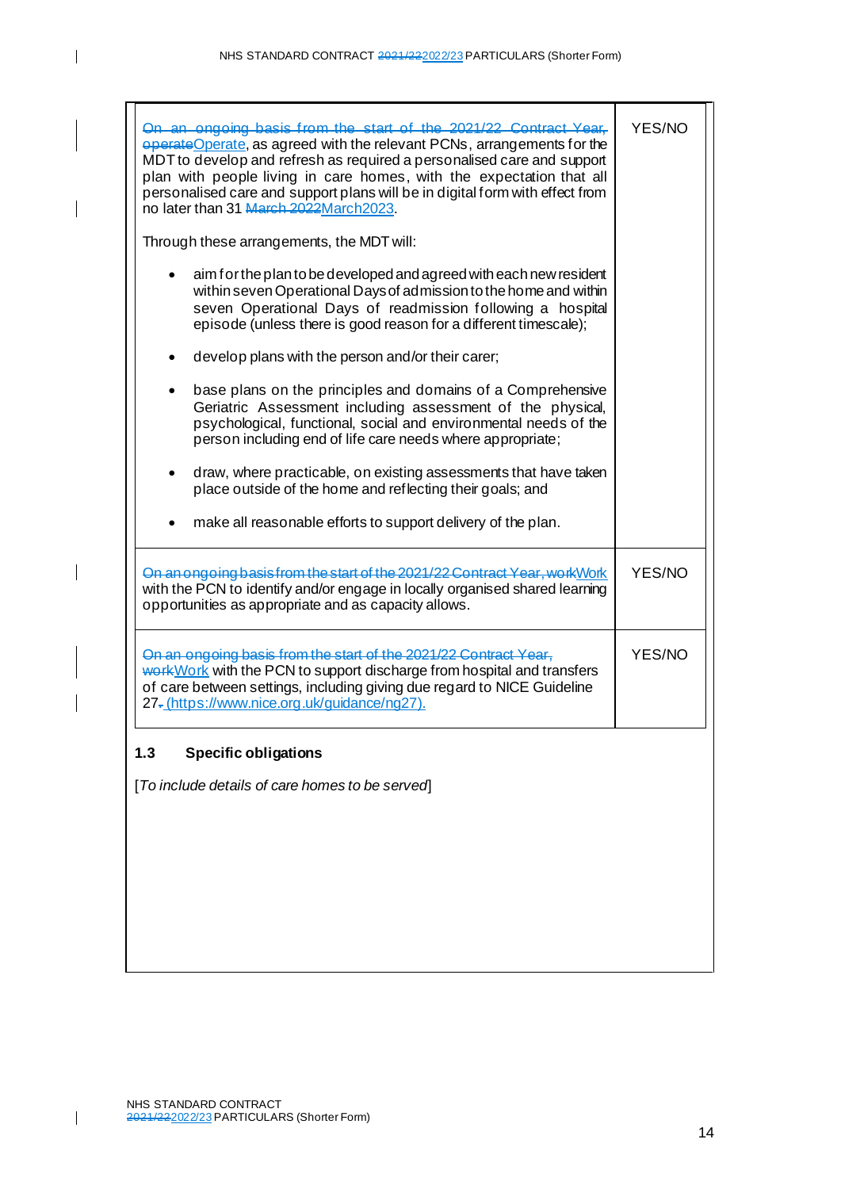| | |
|---|---|
| ~~On an ongoing basis from the start of the 2021/22 Contract Year, operate~~Operate, as agreed with the relevant PCNs, arrangements for the MDT to develop and refresh as required a personalised care and support plan with people living in care homes, with the expectation that all personalised care and support plans will be in digital form with effect from no later than 31 ~~March 2022~~March2023.<br><br>Through these arrangements, the MDT will:<br><br>• aim for the plan to be developed and agreed with each new resident within seven Operational Days of admission to the home and within seven Operational Days of readmission following a hospital episode (unless there is good reason for a different timescale);<br><br>• develop plans with the person and/or their carer;<br><br>• base plans on the principles and domains of a Comprehensive Geriatric Assessment including assessment of the physical, psychological, functional, social and environmental needs of the person including end of life care needs where appropriate;<br><br>• draw, where practicable, on existing assessments that have taken place outside of the home and reflecting their goals; and<br><br>• make all reasonable efforts to support delivery of the plan. | YES/NO |
| ~~On an ongoing basis from the start of the 2021/22 Contract Year, work~~Work with the PCN to identify and/or engage in locally organised shared learning opportunities as appropriate and as capacity allows. | YES/NO |
| ~~On an ongoing basis from the start of the 2021/22 Contract Year, work~~Work with the PCN to support discharge from hospital and transfers of care between settings, including giving due regard to NICE Guideline 27~~.~~ (https://www.nice.org.uk/guidance/ng27). | YES/NO |

### 1.3 Specific obligations

[*To include details of care homes to be served*]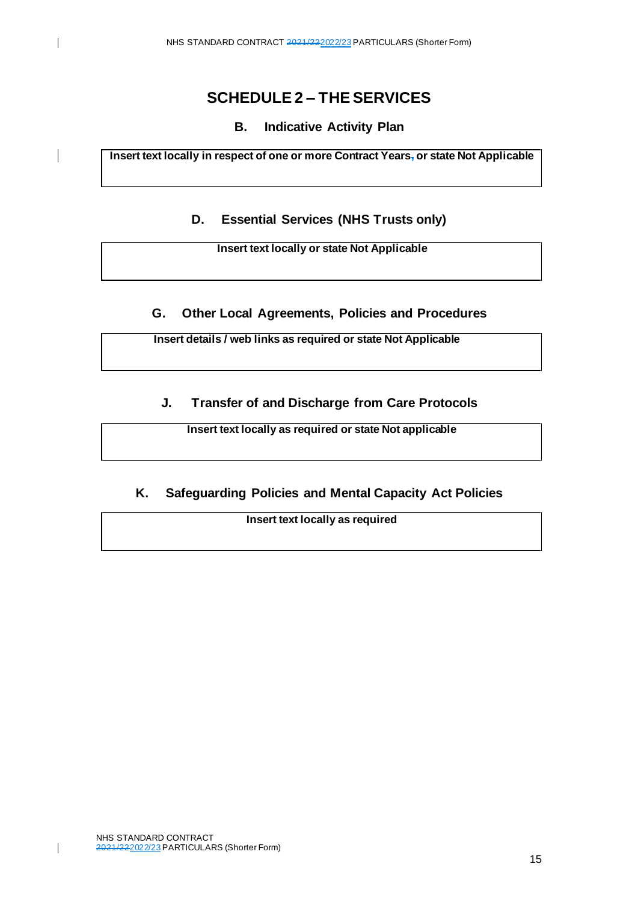# SCHEDULE 2 – THE SERVICES

## B. Indicative Activity Plan

| Insert text locally in respect of one or more Contract Years, or state Not Applicable |
| --- |

## D. Essential Services (NHS Trusts only)

| Insert text locally or state Not Applicable |
| --- |

## G. Other Local Agreements, Policies and Procedures

| Insert details / web links as required or state Not Applicable |
| --- |

## J. Transfer of and Discharge from Care Protocols

| Insert text locally as required or state Not applicable |
| --- |

## K. Safeguarding Policies and Mental Capacity Act Policies

| Insert text locally as required |
| --- |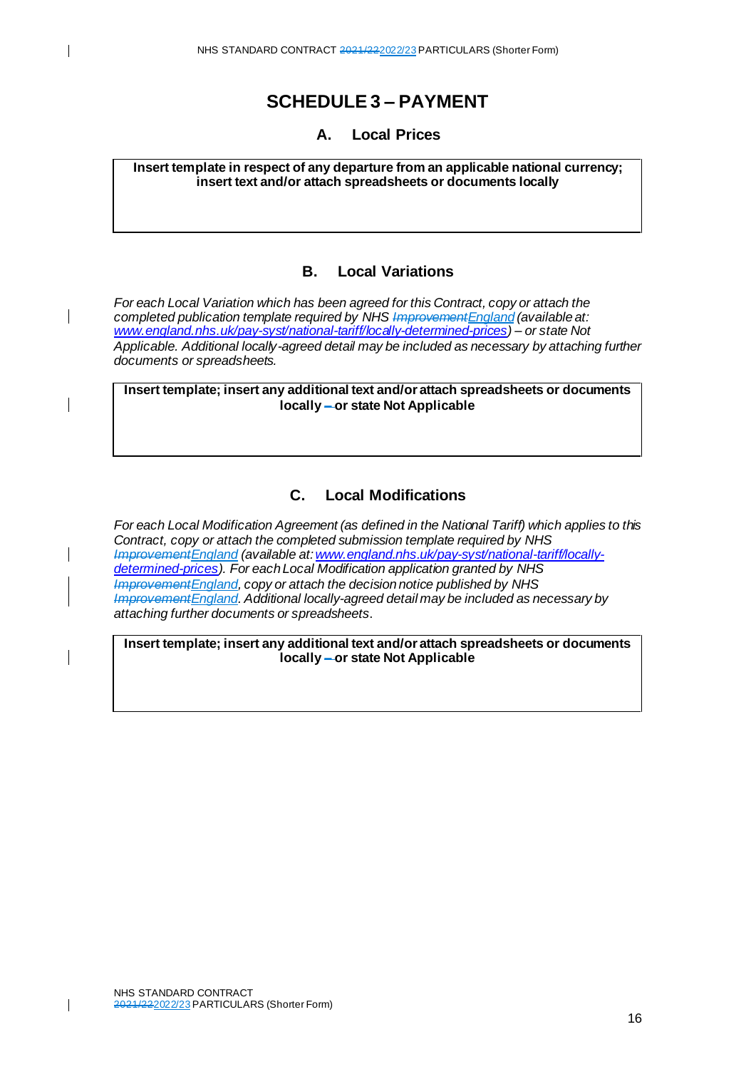# SCHEDULE 3 – PAYMENT

## A. Local Prices

**Insert template in respect of any departure from an applicable national currency; insert text and/or attach spreadsheets or documents locally**

## B. Local Variations

*For each Local Variation which has been agreed for this Contract, copy or attach the completed publication template required by NHS ~~Improvement~~England (available at: www.england.nhs.uk/pay-syst/national-tariff/locally-determined-prices) – or state Not Applicable. Additional locally-agreed detail may be included as necessary by attaching further documents or spreadsheets.*

**Insert template; insert any additional text and/or attach spreadsheets or documents locally ~~–~~ or state Not Applicable**

## C. Local Modifications

*For each Local Modification Agreement (as defined in the National Tariff) which applies to this Contract, copy or attach the completed submission template required by NHS ~~Improvement~~England (available at: www.england.nhs.uk/pay-syst/national-tariff/locally-determined-prices). For each Local Modification application granted by NHS ~~Improvement~~England, copy or attach the decision notice published by NHS ~~Improvement~~England. Additional locally-agreed detail may be included as necessary by attaching further documents or spreadsheets.*

**Insert template; insert any additional text and/or attach spreadsheets or documents locally ~~–~~ or state Not Applicable**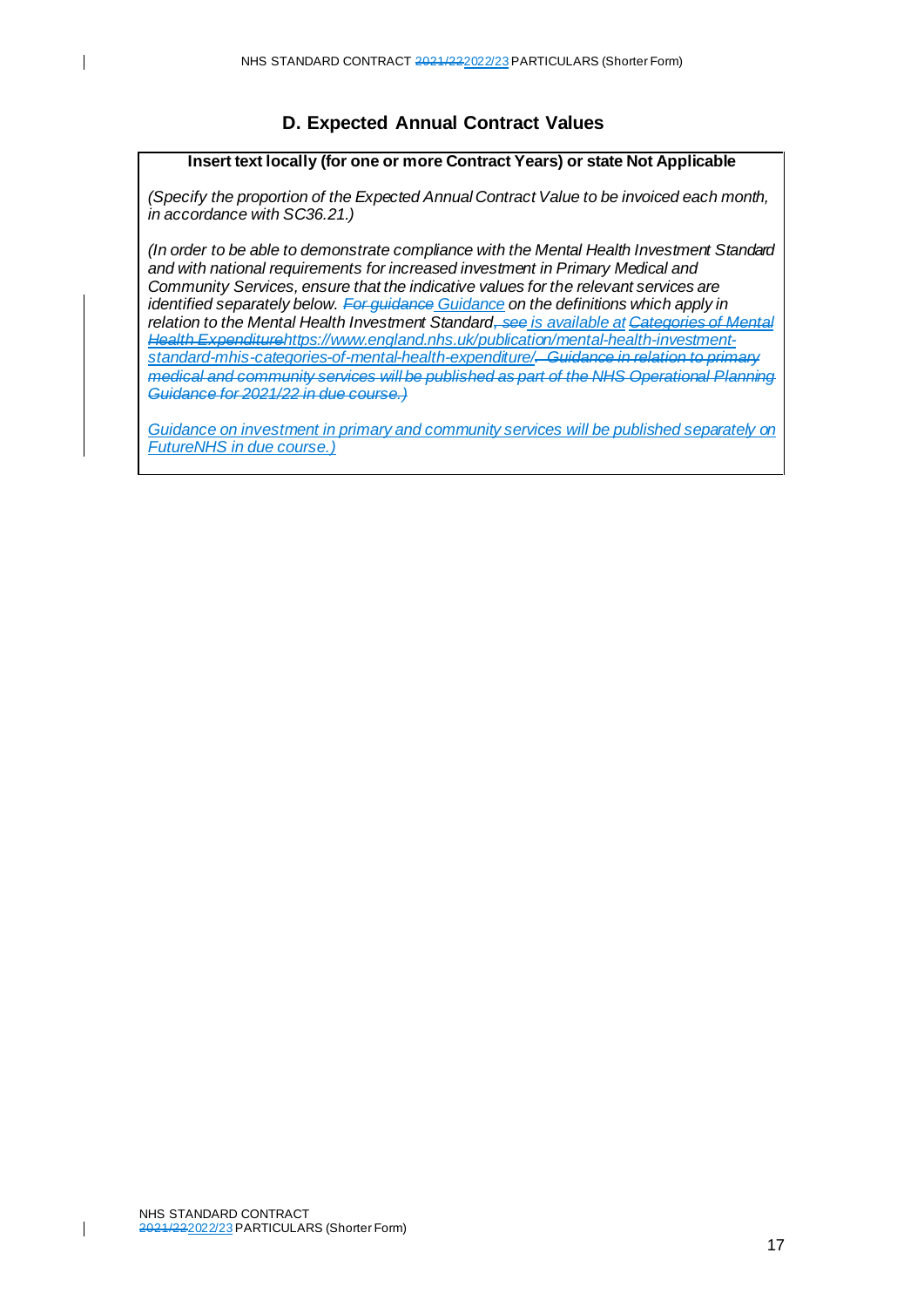## D. Expected Annual Contract Values

| **Insert text locally (for one or more Contract Years) or state Not Applicable** |
|---|
| *(Specify the proportion of the Expected Annual Contract Value to be invoiced each month, in accordance with SC36.21.)*<br><br>*(In order to be able to demonstrate compliance with the Mental Health Investment Standard and with national requirements for increased investment in Primary Medical and Community Services, ensure that the indicative values for the relevant services are identified separately below. ~~For guidance~~ Guidance on the definitions which apply in relation to the Mental Health Investment Standard~~, see~~ is available at ~~Categories of Mental Health Expenditure~~https://www.england.nhs.uk/publication/mental-health-investment-standard-mhis-categories-of-mental-health-expenditure/~~. Guidance in relation to primary medical and community services will be published as part of the NHS Operational Planning Guidance for 2021/22 in due course.)~~*<br><br>*Guidance on investment in primary and community services will be published separately on FutureNHS in due course.)* |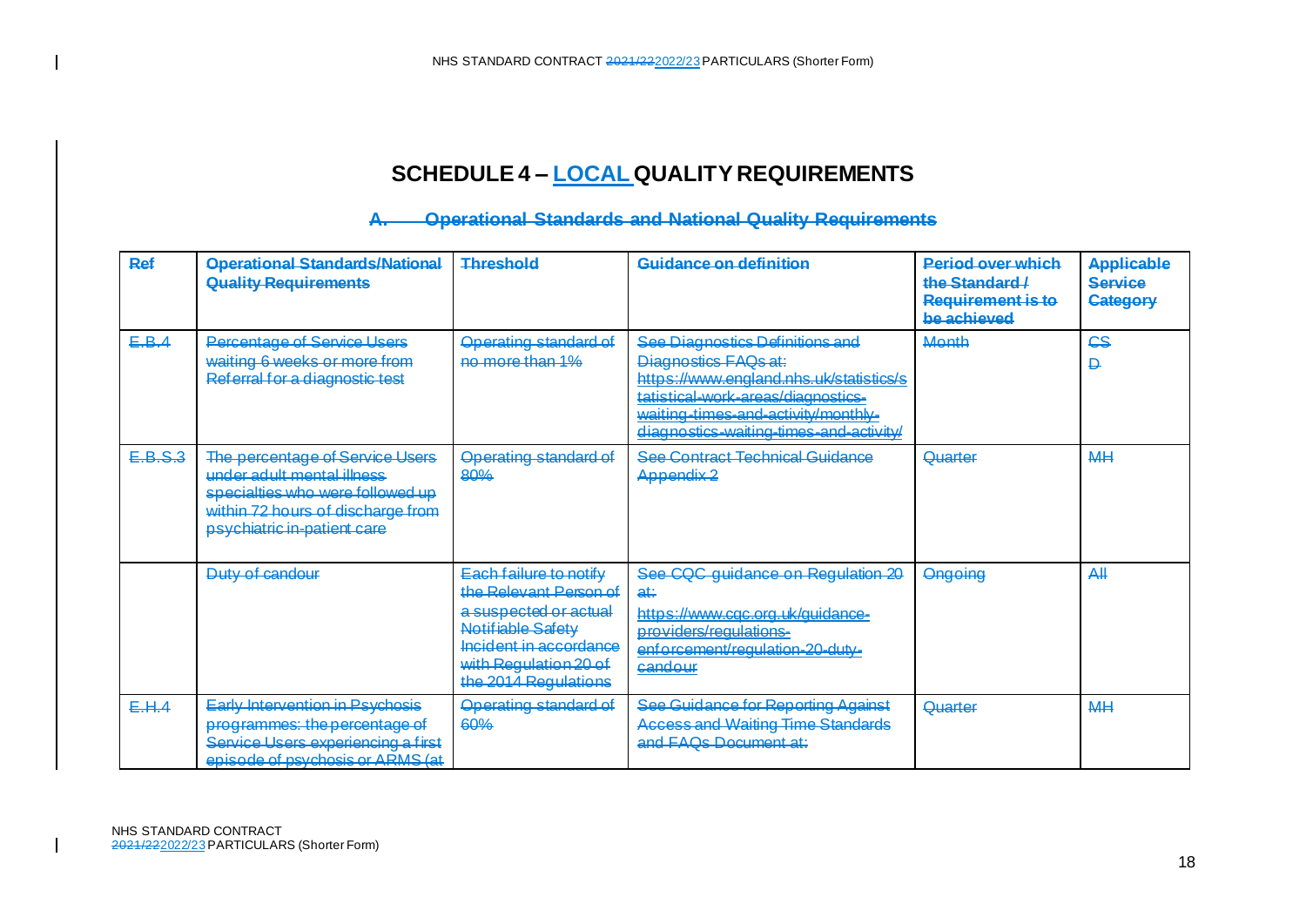# SCHEDULE 4 – LOCAL QUALITY REQUIREMENTS

## A. Operational Standards and National Quality Requirements

| Ref | Operational Standards/National Quality Requirements | Threshold | Guidance on definition | Period over which the Standard / Requirement is to be achieved | Applicable Service Category |
|---|---|---|---|---|---|
| E.B.4 | Percentage of Service Users waiting 6 weeks or more from Referral for a diagnostic test | Operating standard of no more than 1% | See Diagnostics Definitions and Diagnostics FAQs at: https://www.england.nhs.uk/statistics/statistical-work-areas/diagnostics-waiting-times-and-activity/monthly-diagnostics-waiting-times-and-activity/ | Month | CS<br>D |
| E.B.S.3 | The percentage of Service Users under adult mental illness specialties who were followed up within 72 hours of discharge from psychiatric in-patient care | Operating standard of 80% | See Contract Technical Guidance Appendix 2 | Quarter | MH |
| | Duty of candour | Each failure to notify the Relevant Person of a suspected or actual Notifiable Safety Incident in accordance with Regulation 20 of the 2014 Regulations | See CQC guidance on Regulation 20 at: https://www.cqc.org.uk/guidance-providers/regulations-enforcement/regulation-20-duty-candour | Ongoing | All |
| E.H.4 | Early Intervention in Psychosis programmes: the percentage of Service Users experiencing a first episode of psychosis or ARMS (at | Operating standard of 60% | See Guidance for Reporting Against Access and Waiting Time Standards and FAQs Document at: | Quarter | MH |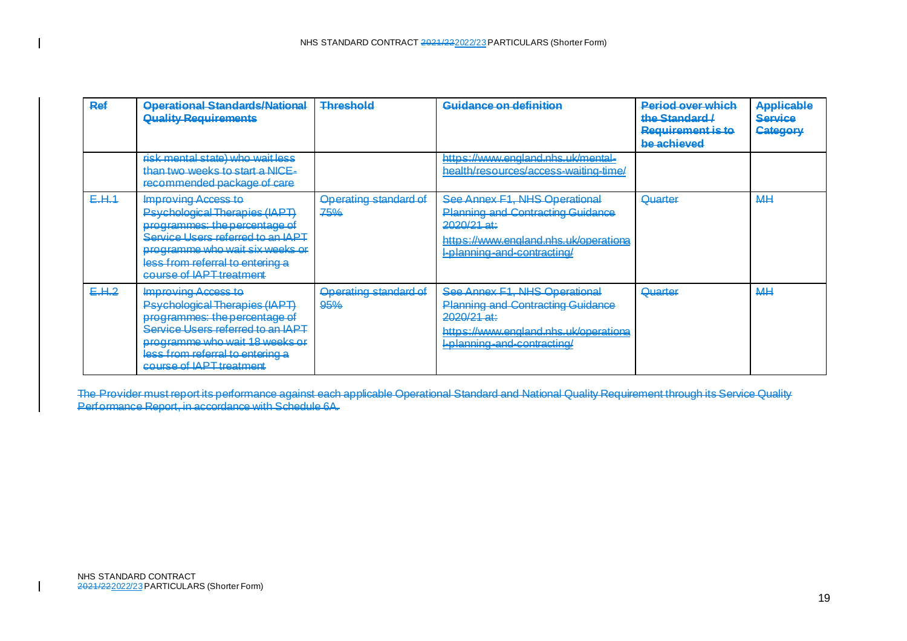| Ref | Operational Standards/National Quality Requirements | Threshold | Guidance on definition | Period over which the Standard / Requirement is to be achieved | Applicable Service Category |
|---|---|---|---|---|---|
| | risk mental state) who wait less than two weeks to start a NICE-recommended package of care | | https://www.england.nhs.uk/mental-health/resources/access-waiting-time/ | | |
| E.H.1 | Improving Access to Psychological Therapies (IAPT) programmes: the percentage of Service Users referred to an IAPT programme who wait six weeks or less from referral to entering a course of IAPT treatment | Operating standard of 75% | See Annex F1, NHS Operational Planning and Contracting Guidance 2020/21 at: https://www.england.nhs.uk/operational-planning-and-contracting/ | Quarter | MH |
| E.H.2 | Improving Access to Psychological Therapies (IAPT) programmes: the percentage of Service Users referred to an IAPT programme who wait 18 weeks or less from referral to entering a course of IAPT treatment | Operating standard of 95% | See Annex F1, NHS Operational Planning and Contracting Guidance 2020/21 at: https://www.england.nhs.uk/operational-planning-and-contracting/ | Quarter | MH |

The Provider must report its performance against each applicable Operational Standard and National Quality Requirement through its Service Quality Performance Report, in accordance with Schedule 6A.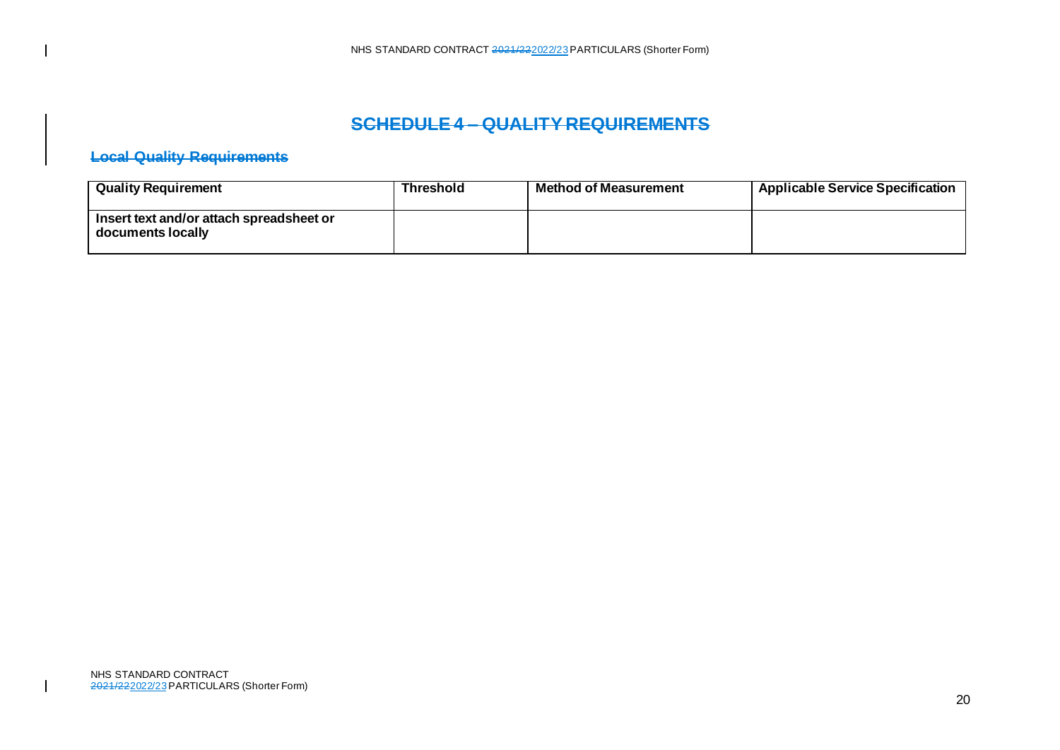# SCHEDULE 4 – QUALITY REQUIREMENTS

## Local Quality Requirements

| Quality Requirement | Threshold | Method of Measurement | Applicable Service Specification |
|---|---|---|---|
| **Insert text and/or attach spreadsheet or documents locally** | | | |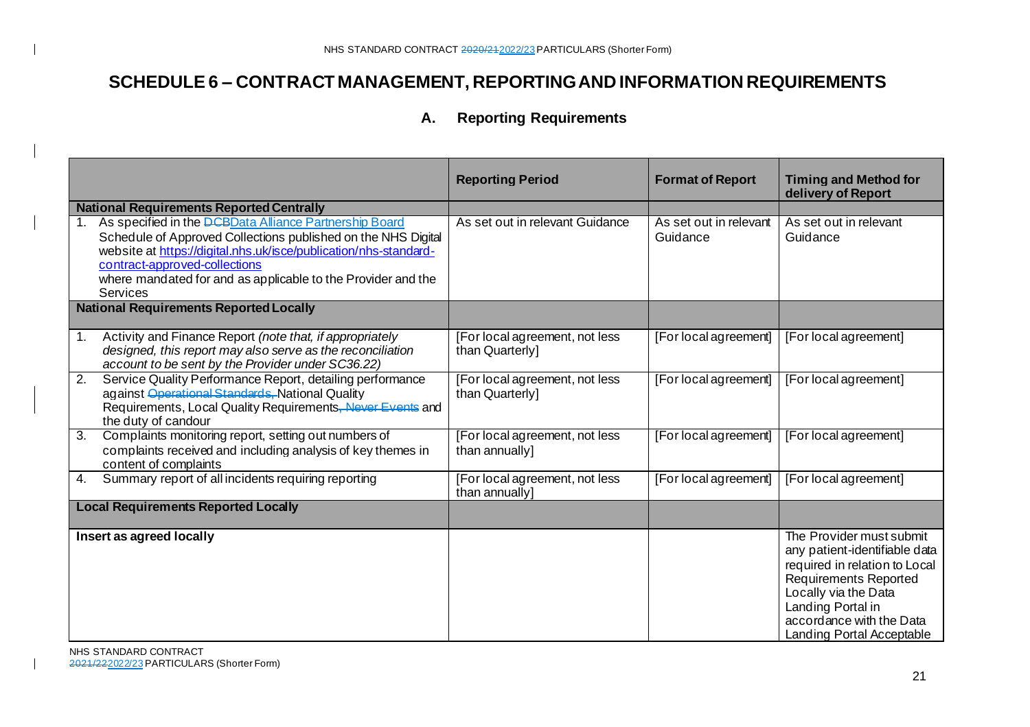# SCHEDULE 6 – CONTRACT MANAGEMENT, REPORTING AND INFORMATION REQUIREMENTS

## A. Reporting Requirements

| | Reporting Period | Format of Report | Timing and Method for delivery of Report |
|---|---|---|---|
| **National Requirements Reported Centrally** | | | |
| 1. As specified in the ~~DCB~~Data Alliance Partnership Board Schedule of Approved Collections published on the NHS Digital website at https://digital.nhs.uk/isce/publication/nhs-standard-contract-approved-collections where mandated for and as applicable to the Provider and the Services | As set out in relevant Guidance | As set out in relevant Guidance | As set out in relevant Guidance |
| **National Requirements Reported Locally** | | | |
| 1. Activity and Finance Report *(note that, if appropriately designed, this report may also serve as the reconciliation account to be sent by the Provider under SC36.22)* | [For local agreement, not less than Quarterly] | [For local agreement] | [For local agreement] |
| 2. Service Quality Performance Report, detailing performance against ~~Operational Standards,~~ National Quality Requirements, Local Quality Requirements~~, Never Events~~ and the duty of candour | [For local agreement, not less than Quarterly] | [For local agreement] | [For local agreement] |
| 3. Complaints monitoring report, setting out numbers of complaints received and including analysis of key themes in content of complaints | [For local agreement, not less than annually] | [For local agreement] | [For local agreement] |
| 4. Summary report of all incidents requiring reporting | [For local agreement, not less than annually] | [For local agreement] | [For local agreement] |
| **Local Requirements Reported Locally** | | | |
| **Insert as agreed locally** | | | The Provider must submit any patient-identifiable data required in relation to Local Requirements Reported Locally via the Data Landing Portal in accordance with the Data Landing Portal Acceptable |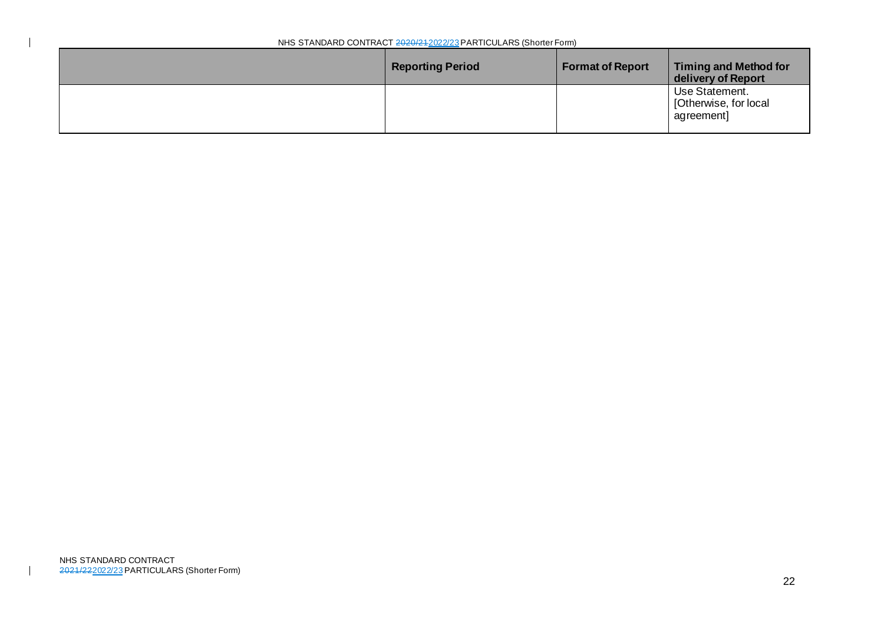| | Reporting Period | Format of Report | Timing and Method for delivery of Report |
|---|---|---|---|
| | | | Use Statement. [Otherwise, for local agreement] |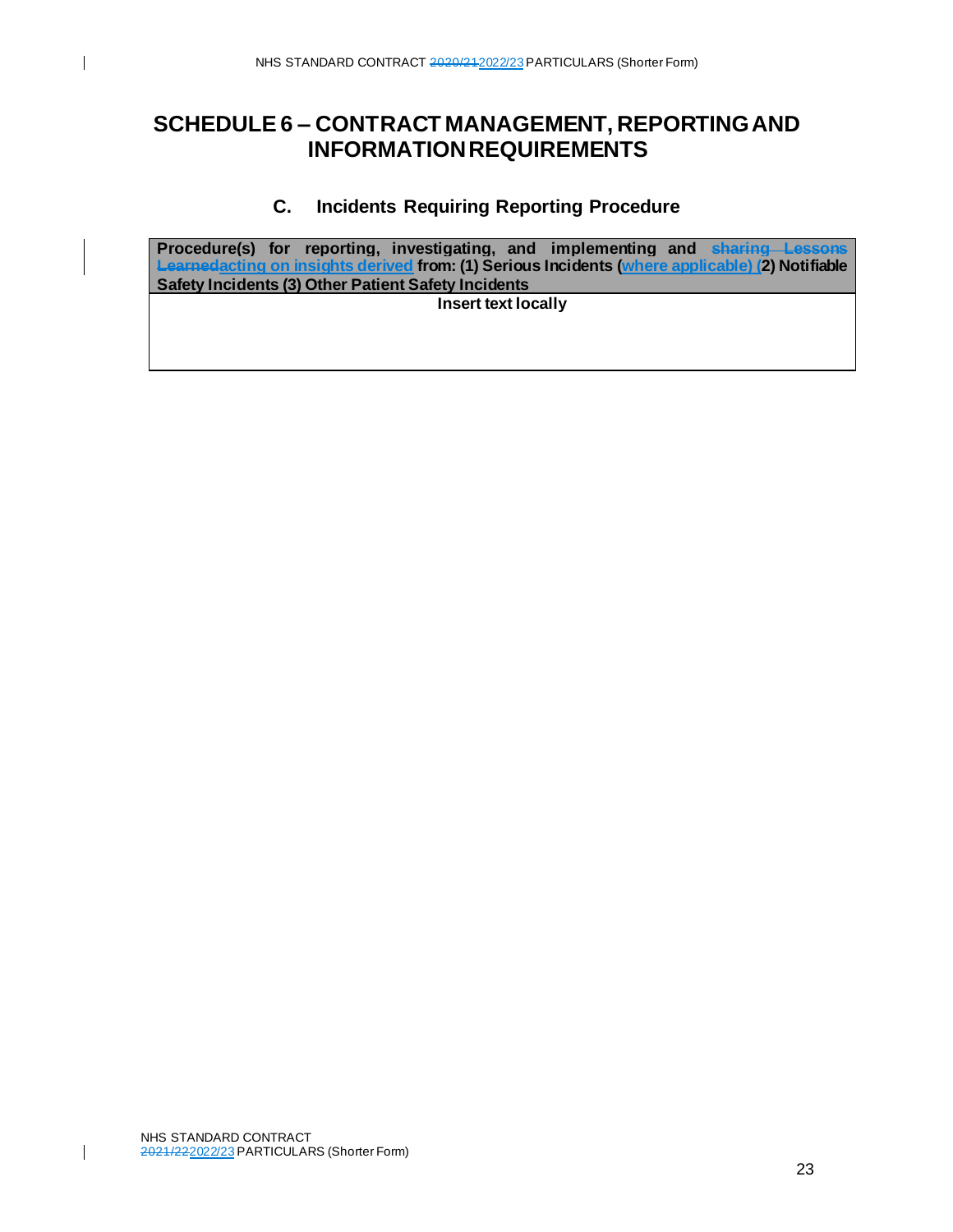# SCHEDULE 6 – CONTRACT MANAGEMENT, REPORTING AND INFORMATION REQUIREMENTS

## C. Incidents Requiring Reporting Procedure

| Procedure(s) for reporting, investigating, and implementing and ~~sharing Lessons Learned~~acting on insights derived from: (1) Serious Incidents (where applicable) (2) Notifiable Safety Incidents (3) Other Patient Safety Incidents |
|---|
| **Insert text locally** |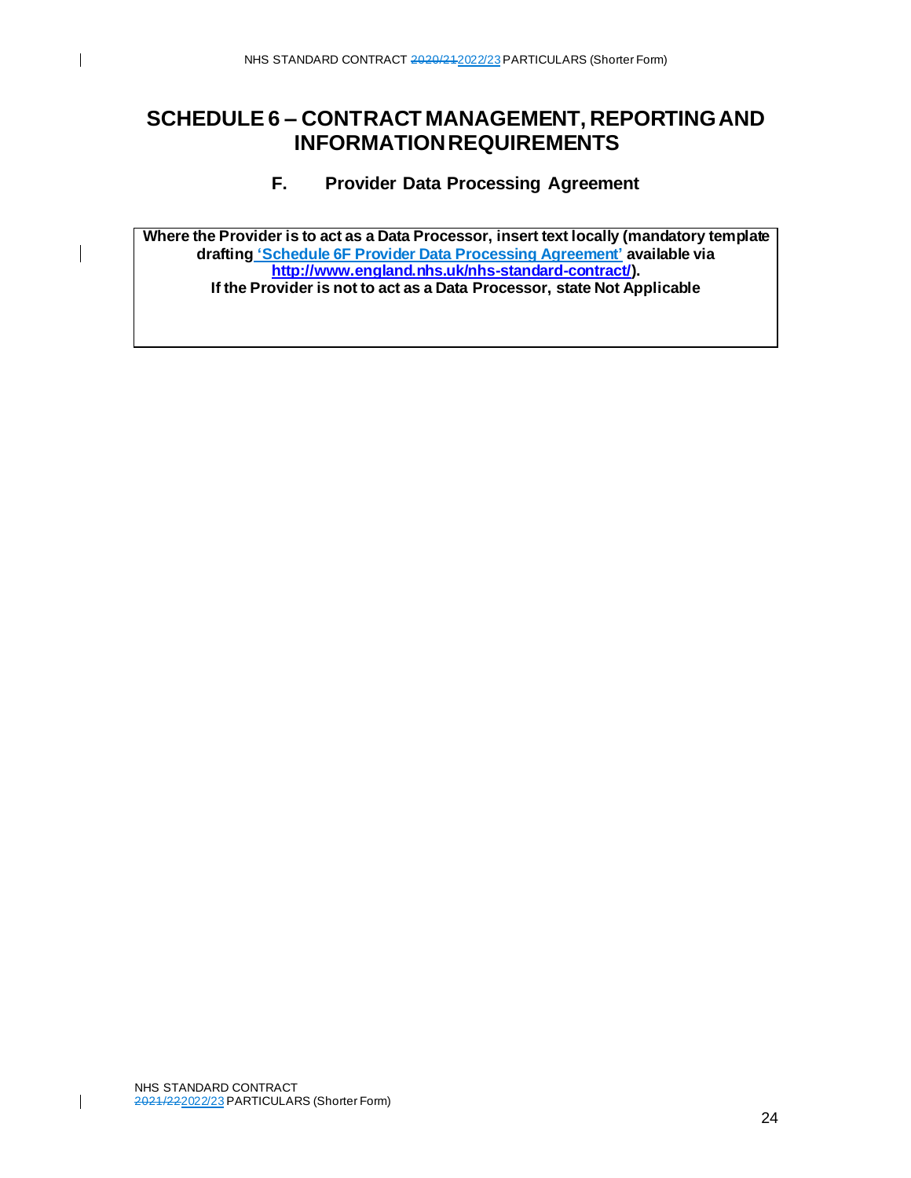# SCHEDULE 6 – CONTRACT MANAGEMENT, REPORTING AND INFORMATION REQUIREMENTS

## F. Provider Data Processing Agreement

| **Where the Provider is to act as a Data Processor, insert text locally (mandatory template drafting 'Schedule 6F Provider Data Processing Agreement' available via http://www.england.nhs.uk/nhs-standard-contract/).**<br>**If the Provider is not to act as a Data Processor, state Not Applicable** |
|---|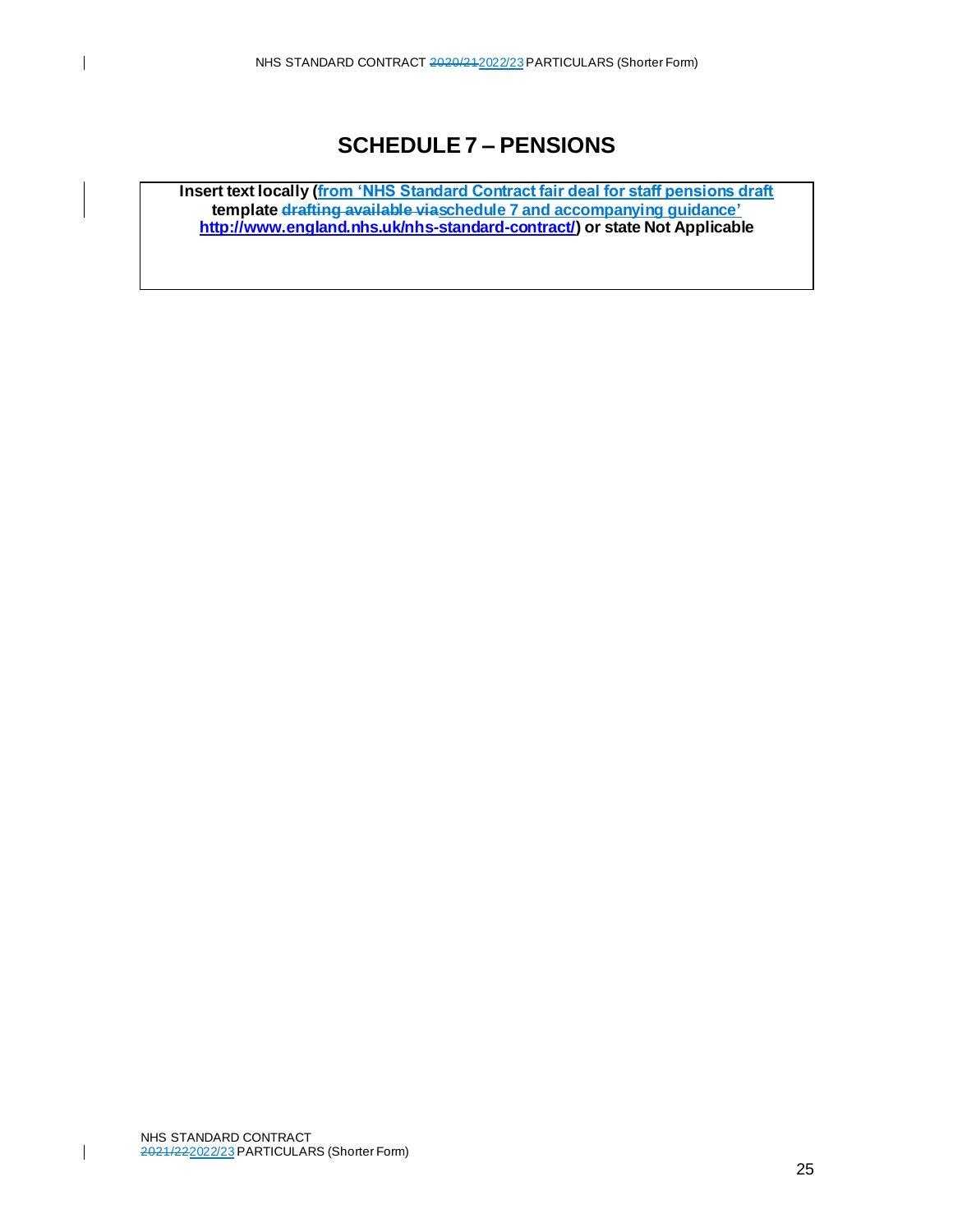# SCHEDULE 7 – PENSIONS

| Insert text locally (from 'NHS Standard Contract fair deal for staff pensions draft template ~~drafting available via~~schedule 7 and accompanying guidance' http://www.england.nhs.uk/nhs-standard-contract/) or state Not Applicable |
|---|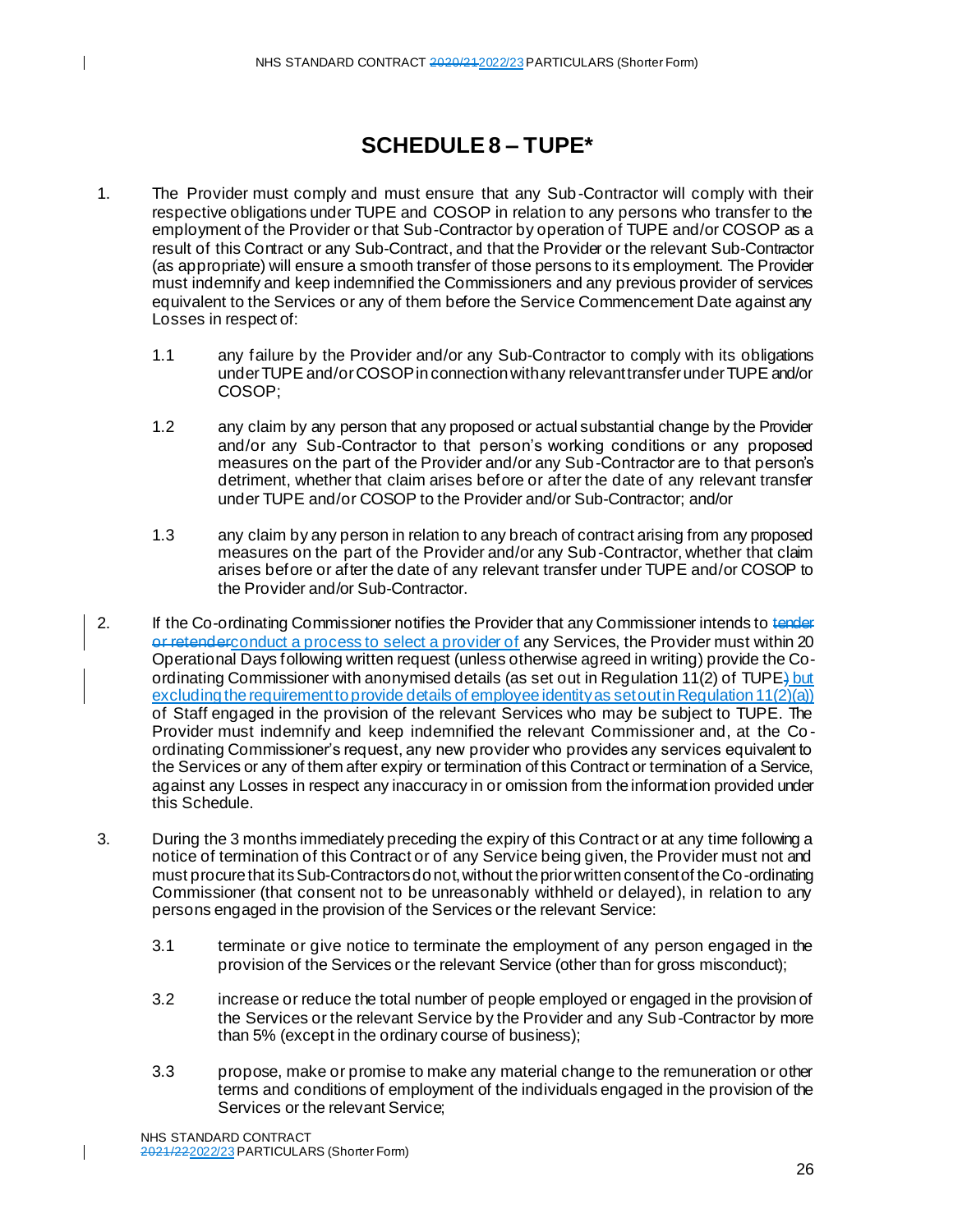# SCHEDULE 8 – TUPE*

1. The Provider must comply and must ensure that any Sub-Contractor will comply with their respective obligations under TUPE and COSOP in relation to any persons who transfer to the employment of the Provider or that Sub-Contractor by operation of TUPE and/or COSOP as a result of this Contract or any Sub-Contract, and that the Provider or the relevant Sub-Contractor (as appropriate) will ensure a smooth transfer of those persons to its employment. The Provider must indemnify and keep indemnified the Commissioners and any previous provider of services equivalent to the Services or any of them before the Service Commencement Date against any Losses in respect of:

   1.1 any failure by the Provider and/or any Sub-Contractor to comply with its obligations under TUPE and/or COSOP in connection with any relevant transfer under TUPE and/or COSOP;

   1.2 any claim by any person that any proposed or actual substantial change by the Provider and/or any Sub-Contractor to that person's working conditions or any proposed measures on the part of the Provider and/or any Sub-Contractor are to that person's detriment, whether that claim arises before or after the date of any relevant transfer under TUPE and/or COSOP to the Provider and/or Sub-Contractor; and/or

   1.3 any claim by any person in relation to any breach of contract arising from any proposed measures on the part of the Provider and/or any Sub-Contractor, whether that claim arises before or after the date of any relevant transfer under TUPE and/or COSOP to the Provider and/or Sub-Contractor.

2. If the Co-ordinating Commissioner notifies the Provider that any Commissioner intends to ~~tender or retender~~conduct a process to select a provider of any Services, the Provider must within 20 Operational Days following written request (unless otherwise agreed in writing) provide the Co-ordinating Commissioner with anonymised details (as set out in Regulation 11(2) of TUPE~~)~~ but excluding the requirement to provide details of employee identity as set out in Regulation 11(2)(a)) of Staff engaged in the provision of the relevant Services who may be subject to TUPE. The Provider must indemnify and keep indemnified the relevant Commissioner and, at the Co-ordinating Commissioner's request, any new provider who provides any services equivalent to the Services or any of them after expiry or termination of this Contract or termination of a Service, against any Losses in respect any inaccuracy in or omission from the information provided under this Schedule.

3. During the 3 months immediately preceding the expiry of this Contract or at any time following a notice of termination of this Contract or of any Service being given, the Provider must not and must procure that its Sub-Contractors do not, without the prior written consent of the Co-ordinating Commissioner (that consent not to be unreasonably withheld or delayed), in relation to any persons engaged in the provision of the Services or the relevant Service:

   3.1 terminate or give notice to terminate the employment of any person engaged in the provision of the Services or the relevant Service (other than for gross misconduct);

   3.2 increase or reduce the total number of people employed or engaged in the provision of the Services or the relevant Service by the Provider and any Sub-Contractor by more than 5% (except in the ordinary course of business);

   3.3 propose, make or promise to make any material change to the remuneration or other terms and conditions of employment of the individuals engaged in the provision of the Services or the relevant Service;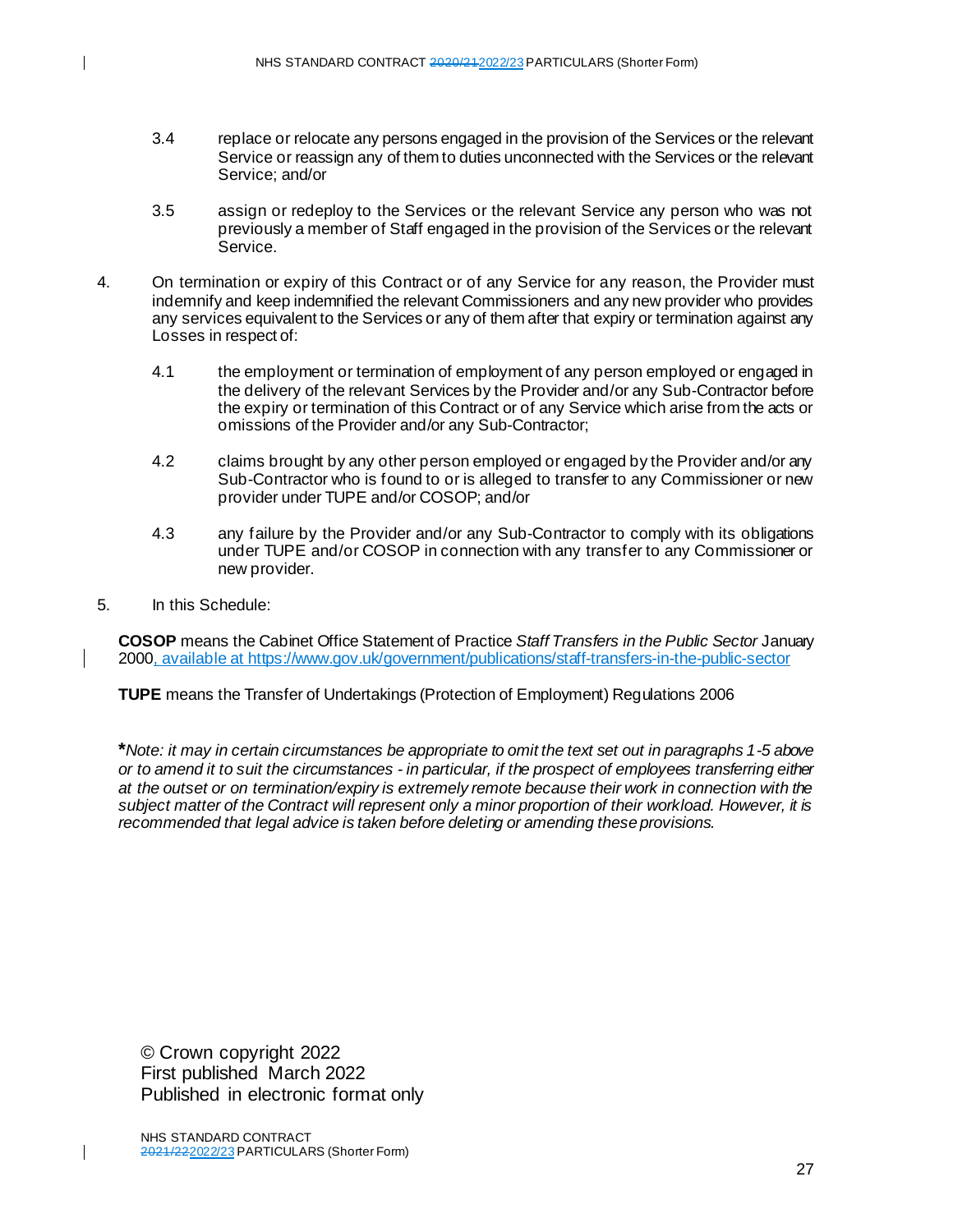3.4 replace or relocate any persons engaged in the provision of the Services or the relevant Service or reassign any of them to duties unconnected with the Services or the relevant Service; and/or

3.5 assign or redeploy to the Services or the relevant Service any person who was not previously a member of Staff engaged in the provision of the Services or the relevant Service.

4. On termination or expiry of this Contract or of any Service for any reason, the Provider must indemnify and keep indemnified the relevant Commissioners and any new provider who provides any services equivalent to the Services or any of them after that expiry or termination against any Losses in respect of:

 4.1 the employment or termination of employment of any person employed or engaged in the delivery of the relevant Services by the Provider and/or any Sub-Contractor before the expiry or termination of this Contract or of any Service which arise from the acts or omissions of the Provider and/or any Sub-Contractor;

 4.2 claims brought by any other person employed or engaged by the Provider and/or any Sub-Contractor who is found to or is alleged to transfer to any Commissioner or new provider under TUPE and/or COSOP; and/or

 4.3 any failure by the Provider and/or any Sub-Contractor to comply with its obligations under TUPE and/or COSOP in connection with any transfer to any Commissioner or new provider.

5. In this Schedule:

**COSOP** means the Cabinet Office Statement of Practice *Staff Transfers in the Public Sector* January 2000, available at https://www.gov.uk/government/publications/staff-transfers-in-the-public-sector

**TUPE** means the Transfer of Undertakings (Protection of Employment) Regulations 2006

***Note**: *it may in certain circumstances be appropriate to omit the text set out in paragraphs 1-5 above or to amend it to suit the circumstances - in particular, if the prospect of employees transferring either at the outset or on termination/expiry is extremely remote because their work in connection with the subject matter of the Contract will represent only a minor proportion of their workload. However, it is recommended that legal advice is taken before deleting or amending these provisions.*

© Crown copyright 2022
First published March 2022
Published in electronic format only